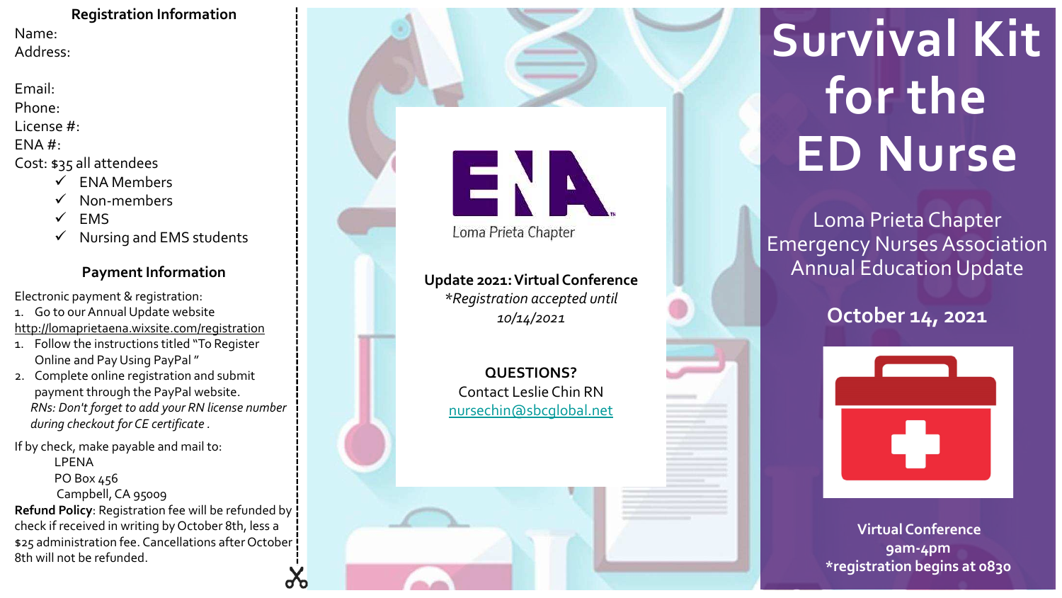## Registration Information

Name:

Address:

Email:

Phone:

License #:

ENA #:

Cost: $35 all attendees

- ✓ ENA Members
- ✓ Non-members
- ✓ EMS
- ✓ Nursing and EMS students

## Payment Information

Electronic payment & registration:

1. Go to our Annual Update website http://lomaprietaena.wixsite.com/registration
1. Follow the instructions titled "To Register Online and Pay Using PayPal "
2. Complete online registration and submit payment through the PayPal website.

*RNs: Don't forget to add your RN license number during checkout for CE certificate .*

If by check, make payable and mail to:

LPENA
PO Box 456
Campbell, CA 95009

**Refund Policy**: Registration fee will be refunded by check if received in writing by October 8th, less a $25 administration fee. Cancellations after October 8th will not be refunded.

ENA

Loma Prieta Chapter

**Update 2021: Virtual Conference**

*\*Registration accepted until 10/14/2021*

**QUESTIONS?**

Contact Leslie Chin RN

nursechin@sbcglobal.net

# Survival Kit for the ED Nurse

Loma Prieta Chapter
Emergency Nurses Association
Annual Education Update

**October 14, 2021**

**Virtual Conference**

**9am-4pm**

**\*registration begins at 0830**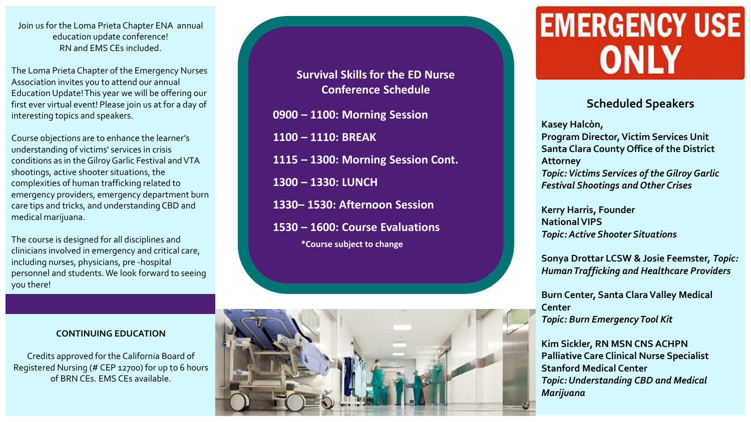Join us for the Loma Prieta Chapter ENA annual education update conference!
RN and EMS CEs included.

The Loma Prieta Chapter of the Emergency Nurses Association invites you to attend our annual Education Update! This year we will be offering our first ever virtual event! Please join us at for a day of interesting topics and speakers.

Course objections are to enhance the learner's understanding of victims' services in crisis conditions as in the Gilroy Garlic Festival and VTA shootings, active shooter situations, the complexities of human trafficking related to emergency providers, emergency department burn care tips and tricks, and understanding CBD and medical marijuana.

The course is designed for all disciplines and clinicians involved in emergency and critical care, including nurses, physicians, pre -hospital personnel and students. We look forward to seeing you there!

**CONTINUING EDUCATION**

Credits approved for the California Board of Registered Nursing (# CEP 12700) for up to 6 hours of BRN CEs. EMS CEs available.

## Survival Skills for the ED Nurse Conference Schedule

**0900 – 1100: Morning Session**

**1100 – 1110: BREAK**

**1115 – 1300: Morning Session Cont.**

**1300 – 1330: LUNCH**

**1330– 1530: Afternoon Session**

**1530 – 1600: Course Evaluations**

***Course subject to change**

# EMERGENCY USE ONLY

## Scheduled Speakers

**Kasey Halcòn,**
**Program Director, Victim Services Unit**
**Santa Clara County Office of the District Attorney**
***Topic: Victims Services of the Gilroy Garlic Festival Shootings and Other Crises***

**Kerry Harris, Founder**
**National VIPS**
***Topic: Active Shooter Situations***

**Sonya Drottar LCSW & Josie Feemster,** ***Topic: Human Trafficking and Healthcare Providers***

**Burn Center, Santa Clara Valley Medical Center**
***Topic: Burn Emergency Tool Kit***

**Kim Sickler, RN MSN CNS ACHPN**
**Palliative Care Clinical Nurse Specialist**
**Stanford Medical Center**
***Topic: Understanding CBD and Medical Marijuana***